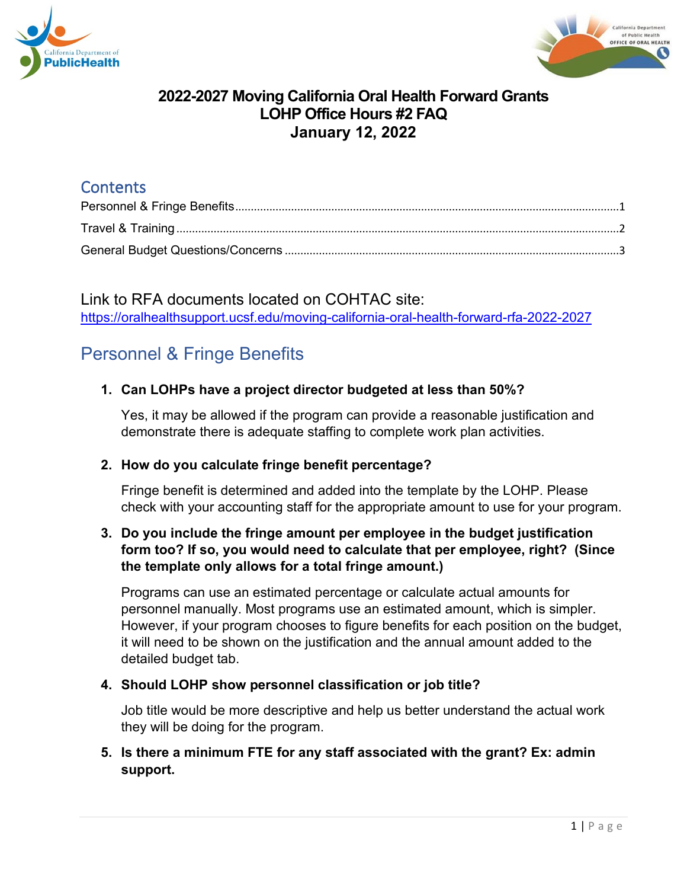# 2022-2027 Moving California Oral Health Forward Grants
# LOHP Office Hours #2 FAQ
# January 12, 2022

## Contents

Personnel & Fringe Benefits ........ 1
Travel & Training ........ 2
General Budget Questions/Concerns ........ 3

Link to RFA documents located on COHTAC site:
https://oralhealthsupport.ucsf.edu/moving-california-oral-health-forward-rfa-2022-2027

## Personnel & Fringe Benefits

1. **Can LOHPs have a project director budgeted at less than 50%?**

   Yes, it may be allowed if the program can provide a reasonable justification and demonstrate there is adequate staffing to complete work plan activities.

2. **How do you calculate fringe benefit percentage?**

   Fringe benefit is determined and added into the template by the LOHP. Please check with your accounting staff for the appropriate amount to use for your program.

3. **Do you include the fringe amount per employee in the budget justification form too? If so, you would need to calculate that per employee, right? (Since the template only allows for a total fringe amount.)**

   Programs can use an estimated percentage or calculate actual amounts for personnel manually. Most programs use an estimated amount, which is simpler. However, if your program chooses to figure benefits for each position on the budget, it will need to be shown on the justification and the annual amount added to the detailed budget tab.

4. **Should LOHP show personnel classification or job title?**

   Job title would be more descriptive and help us better understand the actual work they will be doing for the program.

5. **Is there a minimum FTE for any staff associated with the grant? Ex: admin support.**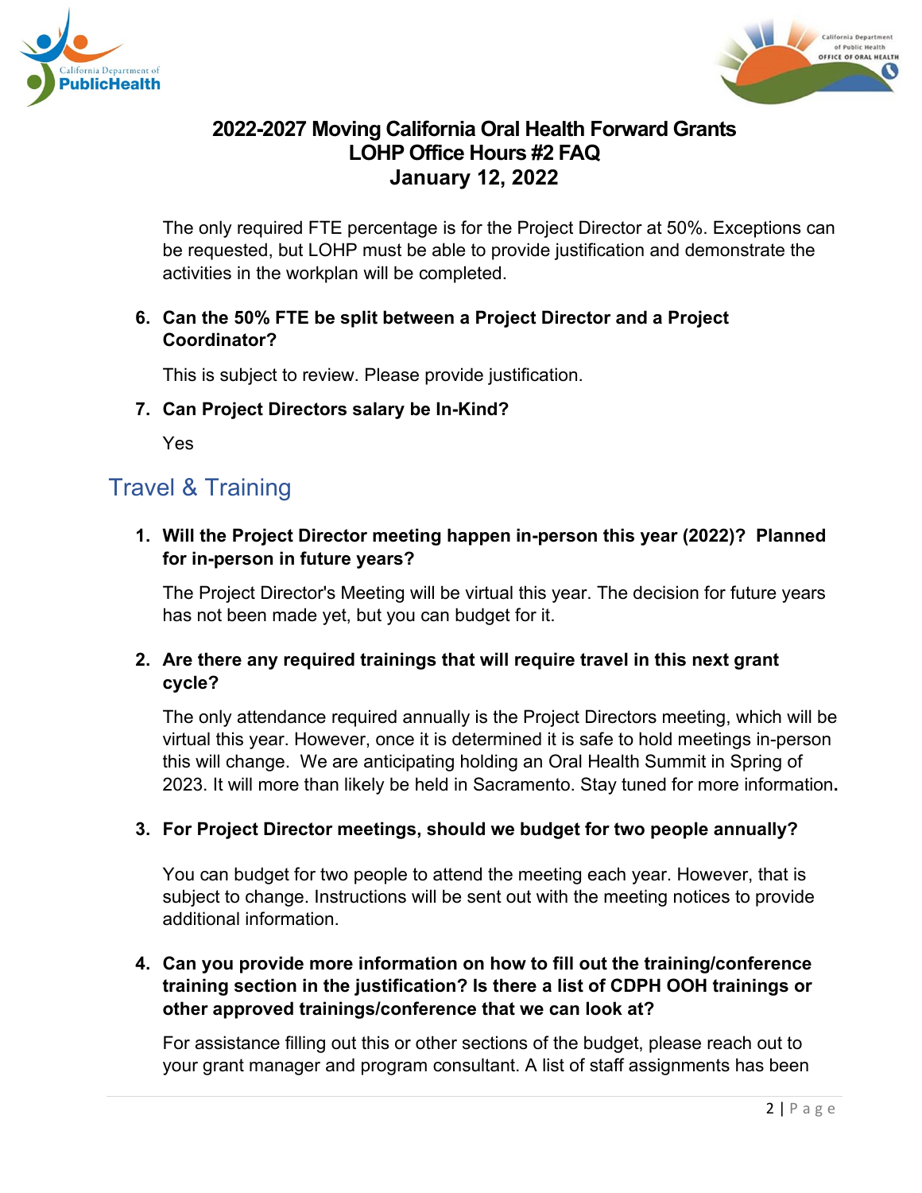The only required FTE percentage is for the Project Director at 50%. Exceptions can be requested, but LOHP must be able to provide justification and demonstrate the activities in the workplan will be completed.

6. **Can the 50% FTE be split between a Project Director and a Project Coordinator?**

   This is subject to review. Please provide justification.

7. **Can Project Directors salary be In-Kind?**

   Yes

## Travel & Training

1. **Will the Project Director meeting happen in-person this year (2022)? Planned for in-person in future years?**

   The Project Director's Meeting will be virtual this year. The decision for future years has not been made yet, but you can budget for it.

2. **Are there any required trainings that will require travel in this next grant cycle?**

   The only attendance required annually is the Project Directors meeting, which will be virtual this year. However, once it is determined it is safe to hold meetings in-person this will change. We are anticipating holding an Oral Health Summit in Spring of 2023. It will more than likely be held in Sacramento. Stay tuned for more information**.**

3. **For Project Director meetings, should we budget for two people annually?**

   You can budget for two people to attend the meeting each year. However, that is subject to change. Instructions will be sent out with the meeting notices to provide additional information.

4. **Can you provide more information on how to fill out the training/conference training section in the justification? Is there a list of CDPH OOH trainings or other approved trainings/conference that we can look at?**

   For assistance filling out this or other sections of the budget, please reach out to your grant manager and program consultant. A list of staff assignments has been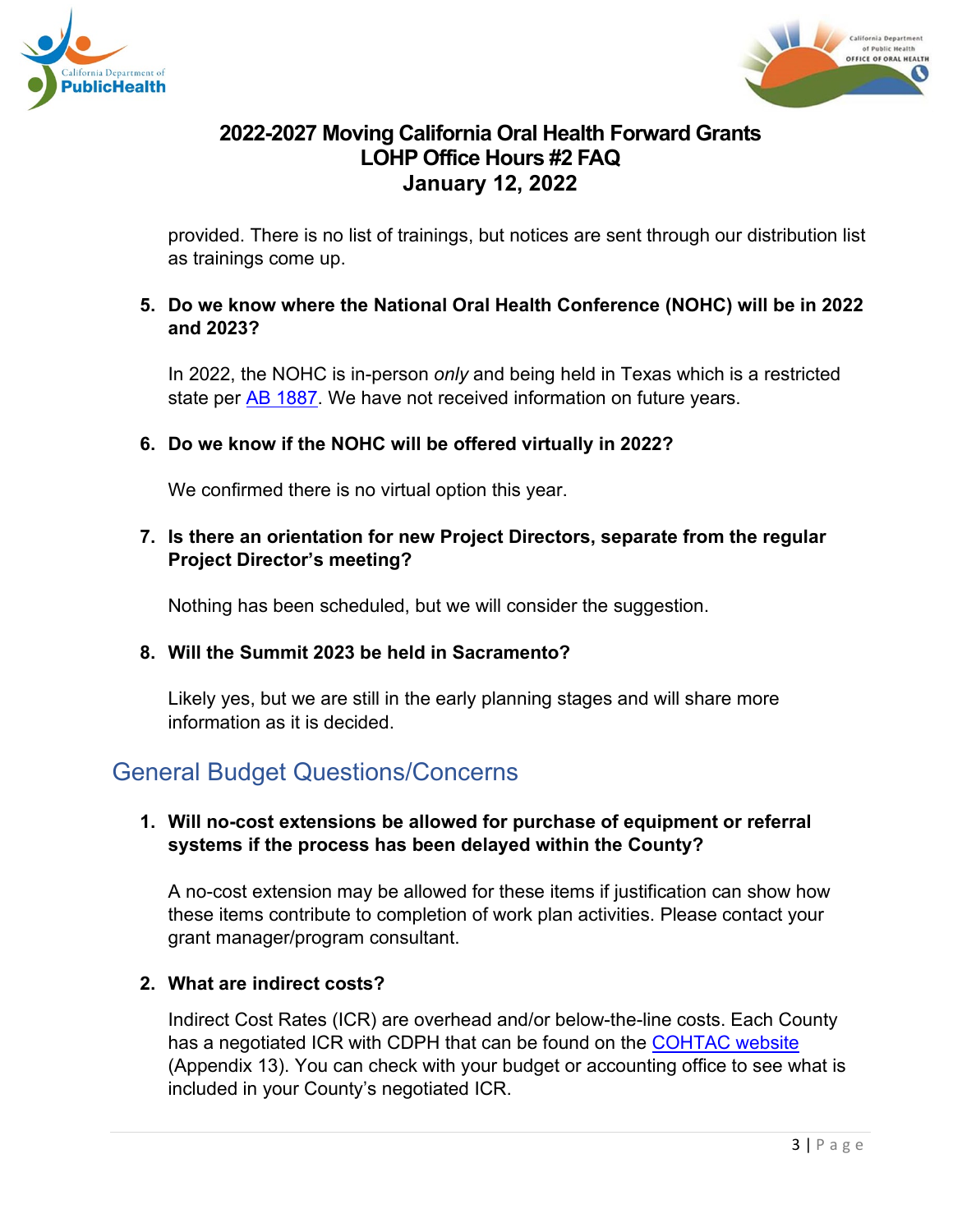provided. There is no list of trainings, but notices are sent through our distribution list as trainings come up.

5. **Do we know where the National Oral Health Conference (NOHC) will be in 2022 and 2023?**

   In 2022, the NOHC is in-person *only* and being held in Texas which is a restricted state per AB 1887. We have not received information on future years.

6. **Do we know if the NOHC will be offered virtually in 2022?**

   We confirmed there is no virtual option this year.

7. **Is there an orientation for new Project Directors, separate from the regular Project Director's meeting?**

   Nothing has been scheduled, but we will consider the suggestion.

8. **Will the Summit 2023 be held in Sacramento?**

   Likely yes, but we are still in the early planning stages and will share more information as it is decided.

## General Budget Questions/Concerns

1. **Will no-cost extensions be allowed for purchase of equipment or referral systems if the process has been delayed within the County?**

   A no-cost extension may be allowed for these items if justification can show how these items contribute to completion of work plan activities. Please contact your grant manager/program consultant.

2. **What are indirect costs?**

   Indirect Cost Rates (ICR) are overhead and/or below-the-line costs. Each County has a negotiated ICR with CDPH that can be found on the COHTAC website (Appendix 13). You can check with your budget or accounting office to see what is included in your County's negotiated ICR.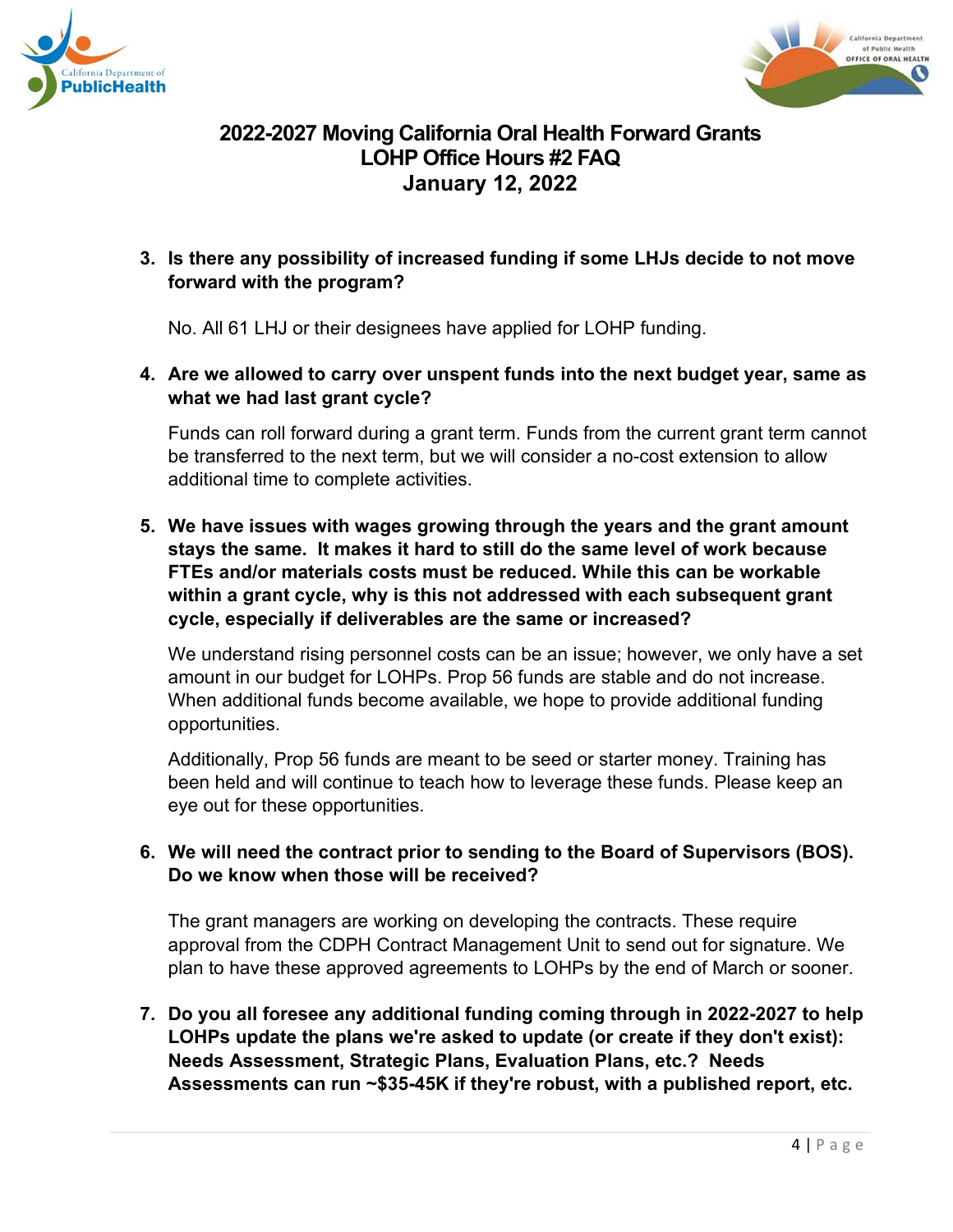# 2022-2027 Moving California Oral Health Forward Grants
## LOHP Office Hours #2 FAQ
## January 12, 2022

3. **Is there any possibility of increased funding if some LHJs decide to not move forward with the program?**

   No. All 61 LHJ or their designees have applied for LOHP funding.

4. **Are we allowed to carry over unspent funds into the next budget year, same as what we had last grant cycle?**

   Funds can roll forward during a grant term. Funds from the current grant term cannot be transferred to the next term, but we will consider a no-cost extension to allow additional time to complete activities.

5. **We have issues with wages growing through the years and the grant amount stays the same. It makes it hard to still do the same level of work because FTEs and/or materials costs must be reduced. While this can be workable within a grant cycle, why is this not addressed with each subsequent grant cycle, especially if deliverables are the same or increased?**

   We understand rising personnel costs can be an issue; however, we only have a set amount in our budget for LOHPs. Prop 56 funds are stable and do not increase. When additional funds become available, we hope to provide additional funding opportunities.

   Additionally, Prop 56 funds are meant to be seed or starter money. Training has been held and will continue to teach how to leverage these funds. Please keep an eye out for these opportunities.

6. **We will need the contract prior to sending to the Board of Supervisors (BOS). Do we know when those will be received?**

   The grant managers are working on developing the contracts. These require approval from the CDPH Contract Management Unit to send out for signature. We plan to have these approved agreements to LOHPs by the end of March or sooner.

7. **Do you all foresee any additional funding coming through in 2022-2027 to help LOHPs update the plans we're asked to update (or create if they don't exist): Needs Assessment, Strategic Plans, Evaluation Plans, etc.? Needs Assessments can run ~$35-45K if they're robust, with a published report, etc.**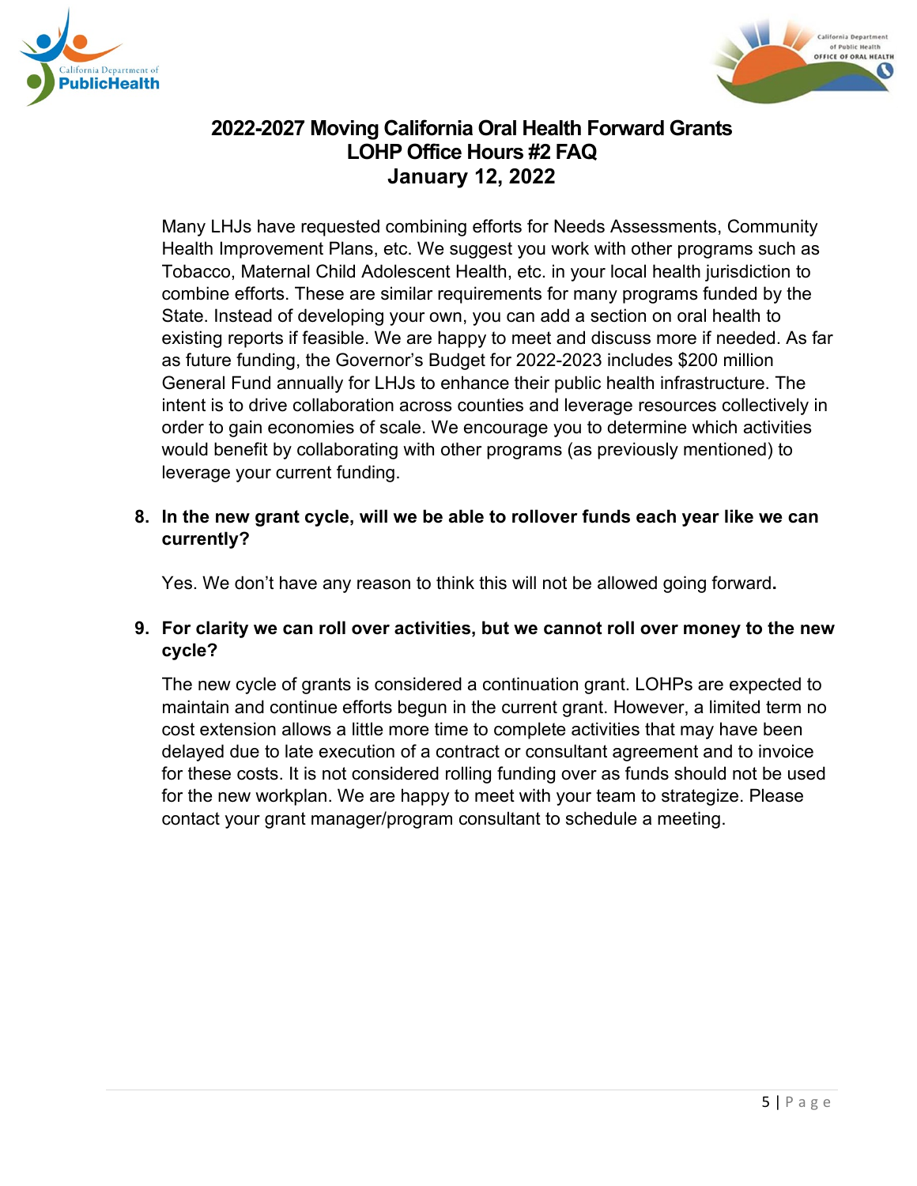Many LHJs have requested combining efforts for Needs Assessments, Community Health Improvement Plans, etc. We suggest you work with other programs such as Tobacco, Maternal Child Adolescent Health, etc. in your local health jurisdiction to combine efforts. These are similar requirements for many programs funded by the State. Instead of developing your own, you can add a section on oral health to existing reports if feasible. We are happy to meet and discuss more if needed. As far as future funding, the Governor's Budget for 2022-2023 includes $200 million General Fund annually for LHJs to enhance their public health infrastructure. The intent is to drive collaboration across counties and leverage resources collectively in order to gain economies of scale. We encourage you to determine which activities would benefit by collaborating with other programs (as previously mentioned) to leverage your current funding.

8. **In the new grant cycle, will we be able to rollover funds each year like we can currently?**

   Yes. We don't have any reason to think this will not be allowed going forward**.**

9. **For clarity we can roll over activities, but we cannot roll over money to the new cycle?**

   The new cycle of grants is considered a continuation grant. LOHPs are expected to maintain and continue efforts begun in the current grant. However, a limited term no cost extension allows a little more time to complete activities that may have been delayed due to late execution of a contract or consultant agreement and to invoice for these costs. It is not considered rolling funding over as funds should not be used for the new workplan. We are happy to meet with your team to strategize. Please contact your grant manager/program consultant to schedule a meeting.